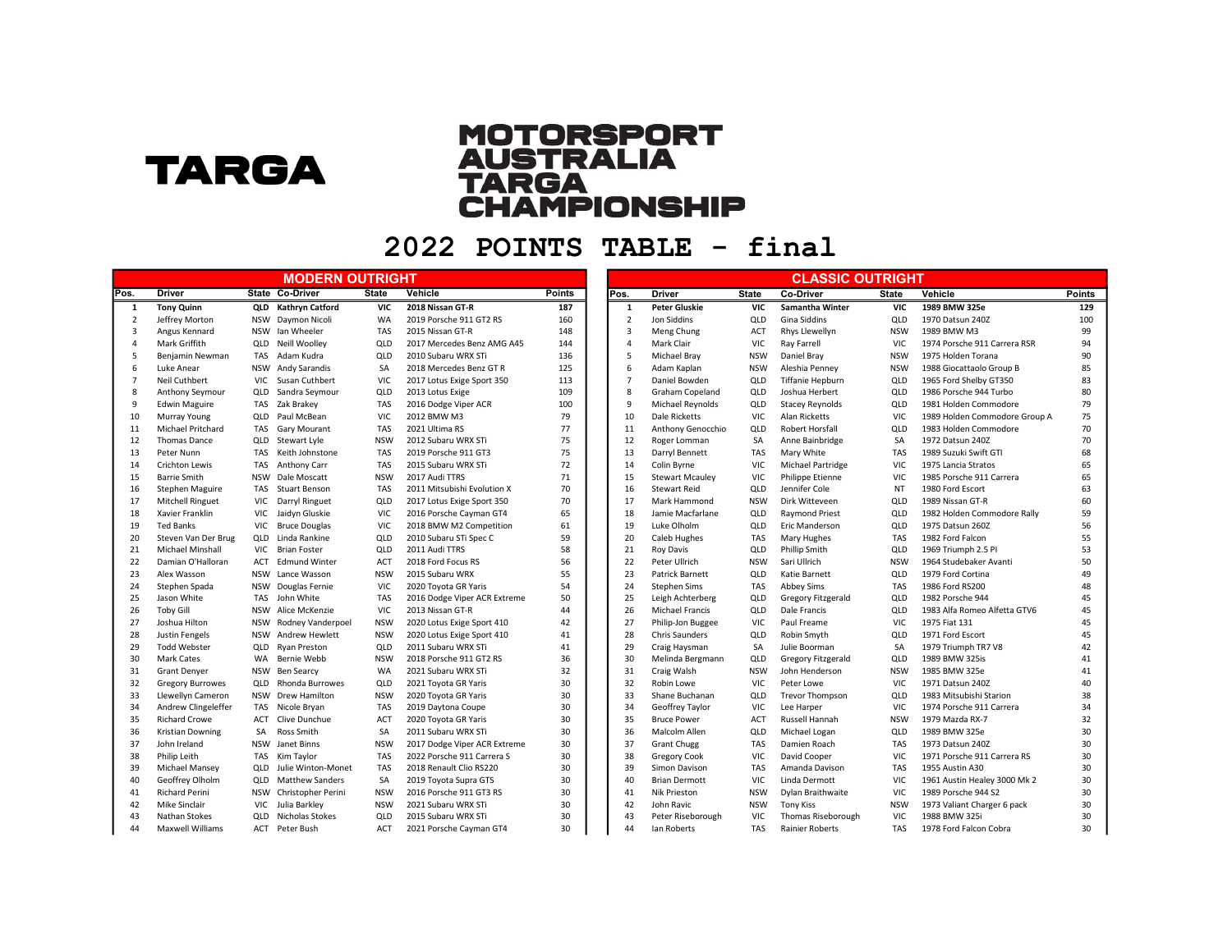# TARGA

# MOTORSPORT AUSTRALIA TARGA CHAMPIONSHIP

## 2022 POINTS TABLE - final

### MODERN OUTRIGHT

| Pos. | Driver | State | Co-Driver | State | Vehicle | Points |
|---|---|---|---|---|---|---|
| **1** | **Tony Quinn** | **QLD** | **Kathryn Catford** | **VIC** | **2018 Nissan GT-R** | **187** |
| 2 | Jeffrey Morton | NSW | Daymon Nicoli | WA | 2019 Porsche 911 GT2 RS | 160 |
| 3 | Angus Kennard | NSW | Ian Wheeler | TAS | 2015 Nissan GT-R | 148 |
| 4 | Mark Griffith | QLD | Neill Woolley | QLD | 2017 Mercedes Benz AMG A45 | 144 |
| 5 | Benjamin Newman | TAS | Adam Kudra | QLD | 2010 Subaru WRX STi | 136 |
| 6 | Luke Anear | NSW | Andy Sarandis | SA | 2018 Mercedes Benz GT R | 125 |
| 7 | Neil Cuthbert | VIC | Susan Cuthbert | VIC | 2017 Lotus Exige Sport 350 | 113 |
| 8 | Anthony Seymour | QLD | Sandra Seymour | QLD | 2013 Lotus Exige | 109 |
| 9 | Edwin Maguire | TAS | Zak Brakey | TAS | 2016 Dodge Viper ACR | 100 |
| 10 | Murray Young | QLD | Paul McBean | VIC | 2012 BMW M3 | 79 |
| 11 | Michael Pritchard | TAS | Gary Mourant | TAS | 2021 Ultima RS | 77 |
| 12 | Thomas Dance | QLD | Stewart Lyle | NSW | 2012 Subaru WRX STi | 75 |
| 13 | Peter Nunn | TAS | Keith Johnstone | TAS | 2019 Porsche 911 GT3 | 75 |
| 14 | Crichton Lewis | TAS | Anthony Carr | TAS | 2015 Subaru WRX STi | 72 |
| 15 | Barrie Smith | NSW | Dale Moscatt | NSW | 2017 Audi TTRS | 71 |
| 16 | Stephen Maguire | TAS | Stuart Benson | TAS | 2011 Mitsubishi Evolution X | 70 |
| 17 | Mitchell Ringuet | VIC | Darryl Ringuet | QLD | 2017 Lotus Exige Sport 350 | 70 |
| 18 | Xavier Franklin | VIC | Jaidyn Gluskie | VIC | 2016 Porsche Cayman GT4 | 65 |
| 19 | Ted Banks | VIC | Bruce Douglas | VIC | 2018 BMW M2 Competition | 61 |
| 20 | Steven Van Der Brug | QLD | Linda Rankine | QLD | 2010 Subaru STi Spec C | 59 |
| 21 | Michael Minshall | VIC | Brian Foster | QLD | 2011 Audi TTRS | 58 |
| 22 | Damian O'Halloran | ACT | Edmund Winter | ACT | 2018 Ford Focus RS | 56 |
| 23 | Alex Wasson | NSW | Lance Wasson | NSW | 2015 Subaru WRX | 55 |
| 24 | Stephen Spada | NSW | Douglas Fernie | VIC | 2020 Toyota GR Yaris | 54 |
| 25 | Jason White | TAS | John White | TAS | 2016 Dodge Viper ACR Extreme | 50 |
| 26 | Toby Gill | NSW | Alice McKenzie | VIC | 2013 Nissan GT-R | 44 |
| 27 | Joshua Hilton | NSW | Rodney Vanderpoel | NSW | 2020 Lotus Exige Sport 410 | 42 |
| 28 | Justin Fengels | NSW | Andrew Hewlett | NSW | 2020 Lotus Exige Sport 410 | 41 |
| 29 | Todd Webster | QLD | Ryan Preston | QLD | 2011 Subaru WRX STi | 41 |
| 30 | Mark Cates | WA | Bernie Webb | NSW | 2018 Porsche 911 GT2 RS | 36 |
| 31 | Grant Denyer | NSW | Ben Searcy | WA | 2021 Subaru WRX STi | 32 |
| 32 | Gregory Burrowes | QLD | Rhonda Burrowes | QLD | 2021 Toyota GR Yaris | 30 |
| 33 | Llewellyn Cameron | NSW | Drew Hamilton | NSW | 2020 Toyota GR Yaris | 30 |
| 34 | Andrew Clingeleffer | TAS | Nicole Bryan | TAS | 2019 Daytona Coupe | 30 |
| 35 | Richard Crowe | ACT | Clive Dunchue | ACT | 2020 Toyota GR Yaris | 30 |
| 36 | Kristian Downing | SA | Ross Smith | SA | 2011 Subaru WRX STi | 30 |
| 37 | John Ireland | NSW | Janet Binns | NSW | 2017 Dodge Viper ACR Extreme | 30 |
| 38 | Philip Leith | TAS | Kim Taylor | TAS | 2022 Porsche 911 Carrera S | 30 |
| 39 | Michael Mansey | QLD | Julie Winton-Monet | TAS | 2018 Renault Clio RS220 | 30 |
| 40 | Geoffrey Olholm | QLD | Matthew Sanders | SA | 2019 Toyota Supra GTS | 30 |
| 41 | Richard Perini | NSW | Christopher Perini | NSW | 2016 Porsche 911 GT3 RS | 30 |
| 42 | Mike Sinclair | VIC | Julia Barkley | NSW | 2021 Subaru WRX STi | 30 |
| 43 | Nathan Stokes | QLD | Nicholas Stokes | QLD | 2015 Subaru WRX STi | 30 |
| 44 | Maxwell Williams | ACT | Peter Bush | ACT | 2021 Porsche Cayman GT4 | 30 |

### CLASSIC OUTRIGHT

| Pos. | Driver | State | Co-Driver | State | Vehicle | Points |
|---|---|---|---|---|---|---|
| **1** | **Peter Gluskie** | **VIC** | **Samantha Winter** | **VIC** | **1989 BMW 325e** | **129** |
| 2 | Jon Siddins | QLD | Gina Siddins | QLD | 1970 Datsun 240Z | 100 |
| 3 | Meng Chung | ACT | Rhys Llewellyn | NSW | 1989 BMW M3 | 99 |
| 4 | Mark Clair | VIC | Ray Farrell | VIC | 1974 Porsche 911 Carrera RSR | 94 |
| 5 | Michael Bray | NSW | Daniel Bray | NSW | 1975 Holden Torana | 90 |
| 6 | Adam Kaplan | NSW | Aleshia Penney | NSW | 1988 Giocattaolo Group B | 85 |
| 7 | Daniel Bowden | QLD | Tiffanie Hepburn | QLD | 1965 Ford Shelby GT350 | 83 |
| 8 | Graham Copeland | QLD | Joshua Herbert | QLD | 1986 Porsche 944 Turbo | 80 |
| 9 | Michael Reynolds | QLD | Stacey Reynolds | QLD | 1981 Holden Commodore | 79 |
| 10 | Dale Ricketts | VIC | Alan Ricketts | VIC | 1989 Holden Commodore Group A | 75 |
| 11 | Anthony Genocchio | QLD | Robert Horsfall | QLD | 1983 Holden Commodore | 70 |
| 12 | Roger Lomman | SA | Anne Bainbridge | SA | 1972 Datsun 240Z | 70 |
| 13 | Darryl Bennett | TAS | Mary White | TAS | 1989 Suzuki Swift GTI | 68 |
| 14 | Colin Byrne | VIC | Michael Partridge | VIC | 1975 Lancia Stratos | 65 |
| 15 | Stewart Mcauley | VIC | Philippe Etienne | VIC | 1985 Porsche 911 Carrera | 65 |
| 16 | Stewart Reid | QLD | Jennifer Cole | NT | 1980 Ford Escort | 63 |
| 17 | Mark Hammond | NSW | Dirk Witteveen | QLD | 1989 Nissan GT-R | 60 |
| 18 | Jamie Macfarlane | QLD | Raymond Priest | QLD | 1982 Holden Commodore Rally | 59 |
| 19 | Luke Olholm | QLD | Eric Manderson | QLD | 1975 Datsun 260Z | 56 |
| 20 | Caleb Hughes | TAS | Mary Hughes | TAS | 1982 Ford Falcon | 55 |
| 21 | Roy Davis | QLD | Phillip Smith | QLD | 1969 Triumph 2.5 PI | 53 |
| 22 | Peter Ullrich | NSW | Sari Ullrich | NSW | 1964 Studebaker Avanti | 50 |
| 23 | Patrick Barnett | QLD | Katie Barnett | QLD | 1979 Ford Cortina | 49 |
| 24 | Stephen Sims | TAS | Abbey Sims | TAS | 1986 Ford RS200 | 48 |
| 25 | Leigh Achterberg | QLD | Gregory Fitzgerald | QLD | 1982 Porsche 944 | 45 |
| 26 | Michael Francis | QLD | Dale Francis | QLD | 1983 Alfa Romeo Alfetta GTV6 | 45 |
| 27 | Philip-Jon Buggee | VIC | Paul Freame | VIC | 1975 Fiat 131 | 45 |
| 28 | Chris Saunders | QLD | Robin Smyth | QLD | 1971 Ford Escort | 45 |
| 29 | Craig Haysman | SA | Julie Boorman | SA | 1979 Triumph TR7 V8 | 42 |
| 30 | Melinda Bergmann | QLD | Gregory Fitzgerald | QLD | 1989 BMW 325is | 41 |
| 31 | Grant Walsh | NSW | John Henderson | NSW | 1985 BMW 325e | 41 |
| 32 | Robin Lowe | VIC | Peter Lowe | VIC | 1971 Datsun 240Z | 40 |
| 33 | Shane Buchanan | QLD | Trevor Thompson | QLD | 1983 Mitsubishi Starion | 38 |
| 34 | Geoffrey Taylor | VIC | Lee Harper | VIC | 1974 Porsche 911 Carrera | 34 |
| 35 | Bruce Power | ACT | Russell Hannah | NSW | 1979 Mazda RX-7 | 32 |
| 36 | Malcolm Allen | QLD | Michael Logan | QLD | 1989 BMW 325e | 30 |
| 37 | Grant Chugg | TAS | Damien Roach | TAS | 1973 Datsun 240Z | 30 |
| 38 | Gregory Cook | VIC | David Cooper | VIC | 1971 Porsche 911 Carrera RS | 30 |
| 39 | Simon Davison | TAS | Amanda Davison | TAS | 1955 Austin A30 | 30 |
| 40 | Brian Dermott | VIC | Linda Dermott | VIC | 1961 Austin Healey 3000 Mk 2 | 30 |
| 41 | Nik Prieston | NSW | Dylan Braithwaite | VIC | 1989 Porsche 944 S2 | 30 |
| 42 | John Ravic | NSW | Tony Kiss | NSW | 1973 Valiant Charger 6 pack | 30 |
| 43 | Peter Riseborough | VIC | Thomas Riseborough | VIC | 1988 BMW 325i | 30 |
| 44 | Ian Roberts | TAS | Rainier Roberts | TAS | 1978 Ford Falcon Cobra | 30 |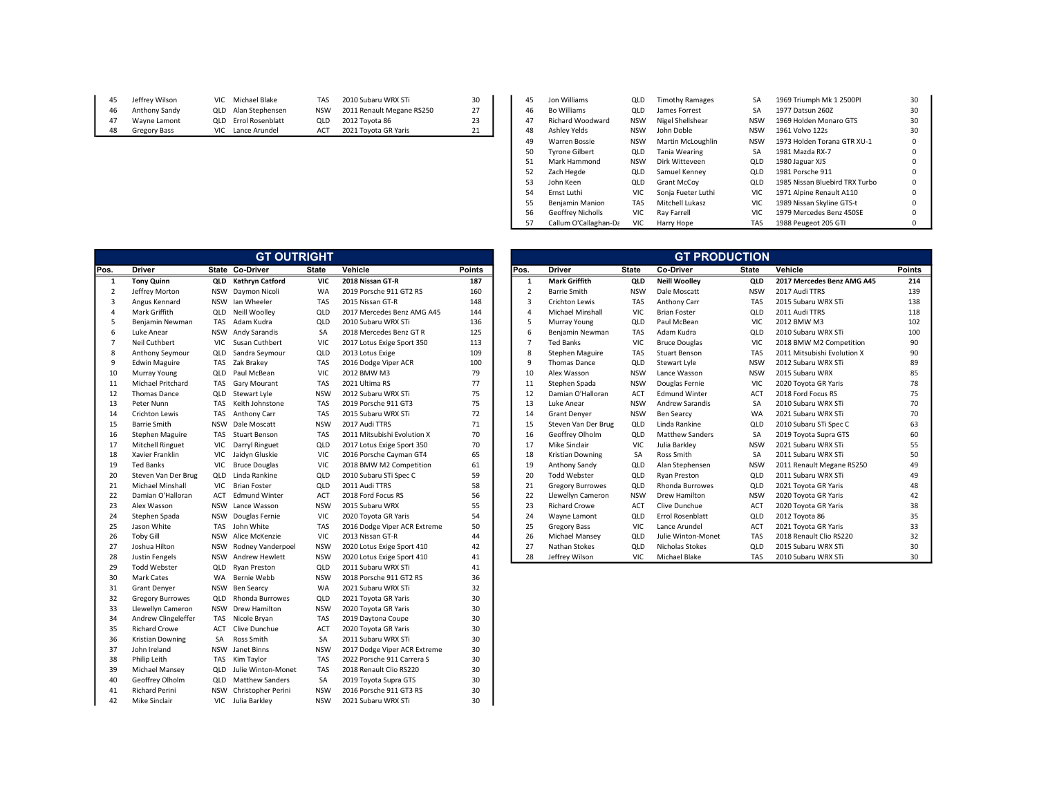| Pos. | Driver | State | Co-Driver | State | Vehicle | Points |
|---|---|---|---|---|---|---|
| 45 | Jeffrey Wilson | VIC | Michael Blake | TAS | 2010 Subaru WRX STi | 30 |
| 46 | Anthony Sandy | QLD | Alan Stephensen | NSW | 2011 Renault Megane RS250 | 27 |
| 47 | Wayne Lamont | QLD | Errol Rosenblatt | QLD | 2012 Toyota 86 | 23 |
| 48 | Gregory Bass | VIC | Lance Arundel | ACT | 2021 Toyota GR Yaris | 21 |

| Pos. | Driver | State | Co-Driver | State | Vehicle | Points |
|---|---|---|---|---|---|---|
| 45 | Jon Williams | QLD | Timothy Ramages | SA | 1969 Triumph Mk 1 2500PI | 30 |
| 46 | Bo Williams | QLD | James Forrest | SA | 1977 Datsun 260Z | 30 |
| 47 | Richard Woodward | NSW | Nigel Shellshear | NSW | 1969 Holden Monaro GTS | 30 |
| 48 | Ashley Yelds | NSW | John Doble | NSW | 1961 Volvo 122s | 30 |
| 49 | Warren Bossie | NSW | Martin McLoughlin | NSW | 1973 Holden Torana GTR XU-1 | 0 |
| 50 | Tyrone Gilbert | QLD | Tania Wearing | SA | 1981 Mazda RX-7 | 0 |
| 51 | Mark Hammond | NSW | Dirk Witteveen | QLD | 1980 Jaguar XJS | 0 |
| 52 | Zach Hegde | QLD | Samuel Kenney | QLD | 1981 Porsche 911 | 0 |
| 53 | John Keen | QLD | Grant McCoy | QLD | 1985 Nissan Bluebird TRX Turbo | 0 |
| 54 | Ernst Luthi | VIC | Sonja Fueter Luthi | VIC | 1971 Alpine Renault A110 | 0 |
| 55 | Benjamin Manion | TAS | Mitchell Lukasz | VIC | 1989 Nissan Skyline GTS-t | 0 |
| 56 | Geoffrey Nicholls | VIC | Ray Farrell | VIC | 1979 Mercedes Benz 450SE | 0 |
| 57 | Callum O'Callaghan-Da | VIC | Harry Hope | TAS | 1988 Peugeot 205 GTI | 0 |

## GT OUTRIGHT

| Pos. | Driver | State | Co-Driver | State | Vehicle | Points |
|---|---|---|---|---|---|---|
| **1** | **Tony Quinn** | **QLD** | **Kathryn Catford** | **VIC** | **2018 Nissan GT-R** | **187** |
| 2 | Jeffrey Morton | NSW | Daymon Nicoli | WA | 2019 Porsche 911 GT2 RS | 160 |
| 3 | Angus Kennard | NSW | Ian Wheeler | TAS | 2015 Nissan GT-R | 148 |
| 4 | Mark Griffith | QLD | Neill Woolley | QLD | 2017 Mercedes Benz AMG A45 | 144 |
| 5 | Benjamin Newman | TAS | Adam Kudra | QLD | 2010 Subaru WRX STi | 136 |
| 6 | Luke Anear | NSW | Andy Sarandis | SA | 2018 Mercedes Benz GT R | 125 |
| 7 | Neil Cuthbert | VIC | Susan Cuthbert | VIC | 2017 Lotus Exige Sport 350 | 113 |
| 8 | Anthony Seymour | QLD | Sandra Seymour | QLD | 2013 Lotus Exige | 109 |
| 9 | Edwin Maguire | TAS | Zak Brakey | TAS | 2016 Dodge Viper ACR | 100 |
| 10 | Murray Young | QLD | Paul McBean | VIC | 2012 BMW M3 | 79 |
| 11 | Michael Pritchard | TAS | Gary Mourant | TAS | 2021 Ultima RS | 77 |
| 12 | Thomas Dance | QLD | Stewart Lyle | NSW | 2012 Subaru WRX STi | 75 |
| 13 | Peter Nunn | TAS | Keith Johnstone | TAS | 2019 Porsche 911 GT3 | 75 |
| 14 | Crichton Lewis | TAS | Anthony Carr | TAS | 2015 Subaru WRX STi | 72 |
| 15 | Barrie Smith | NSW | Dale Moscatt | NSW | 2017 Audi TTRS | 71 |
| 16 | Stephen Maguire | TAS | Stuart Benson | TAS | 2011 Mitsubishi Evolution X | 70 |
| 17 | Mitchell Ringuet | VIC | Darryl Ringuet | QLD | 2017 Lotus Exige Sport 350 | 70 |
| 18 | Xavier Franklin | VIC | Jaidyn Gluskie | VIC | 2016 Porsche Cayman GT4 | 65 |
| 19 | Ted Banks | VIC | Bruce Douglas | VIC | 2018 BMW M2 Competition | 61 |
| 20 | Steven Van Der Brug | QLD | Linda Rankine | QLD | 2010 Subaru STi Spec C | 59 |
| 21 | Michael Minshall | VIC | Brian Foster | QLD | 2011 Audi TTRS | 58 |
| 22 | Damian O'Halloran | ACT | Edmund Winter | ACT | 2018 Ford Focus RS | 56 |
| 23 | Alex Wasson | NSW | Lance Wasson | NSW | 2015 Subaru WRX | 55 |
| 24 | Stephen Spada | NSW | Douglas Fernie | VIC | 2020 Toyota GR Yaris | 54 |
| 25 | Jason White | TAS | John White | TAS | 2016 Dodge Viper ACR Extreme | 50 |
| 26 | Toby Gill | NSW | Alice McKenzie | VIC | 2013 Nissan GT-R | 44 |
| 27 | Joshua Hilton | NSW | Rodney Vanderpoel | NSW | 2020 Lotus Exige Sport 410 | 42 |
| 28 | Justin Fengels | NSW | Andrew Hewlett | NSW | 2020 Lotus Exige Sport 410 | 41 |
| 29 | Todd Webster | QLD | Ryan Preston | QLD | 2011 Subaru WRX STi | 41 |
| 30 | Mark Cates | WA | Bernie Webb | NSW | 2018 Porsche 911 GT2 RS | 36 |
| 31 | Grant Denyer | NSW | Ben Searcy | WA | 2021 Subaru WRX STi | 32 |
| 32 | Gregory Burrowes | QLD | Rhonda Burrowes | QLD | 2021 Toyota GR Yaris | 30 |
| 33 | Llewellyn Cameron | NSW | Drew Hamilton | NSW | 2020 Toyota GR Yaris | 30 |
| 34 | Andrew Clingeleffer | TAS | Nicole Bryan | TAS | 2019 Daytona Coupe | 30 |
| 35 | Richard Crowe | ACT | Clive Dunchue | ACT | 2020 Toyota GR Yaris | 30 |
| 36 | Kristian Downing | SA | Ross Smith | SA | 2011 Subaru WRX STi | 30 |
| 37 | John Ireland | NSW | Janet Binns | NSW | 2017 Dodge Viper ACR Extreme | 30 |
| 38 | Philip Leith | TAS | Kim Taylor | TAS | 2022 Porsche 911 Carrera S | 30 |
| 39 | Michael Mansey | QLD | Julie Winton-Monet | TAS | 2018 Renault Clio RS220 | 30 |
| 40 | Geoffrey Olholm | QLD | Matthew Sanders | SA | 2019 Toyota Supra GTS | 30 |
| 41 | Richard Perini | NSW | Christopher Perini | NSW | 2016 Porsche 911 GT3 RS | 30 |
| 42 | Mike Sinclair | VIC | Julia Barkley | NSW | 2021 Subaru WRX STi | 30 |

## GT PRODUCTION

| Pos. | Driver | State | Co-Driver | State | Vehicle | Points |
|---|---|---|---|---|---|---|
| **1** | **Mark Griffith** | **QLD** | **Neill Woolley** | **QLD** | **2017 Mercedes Benz AMG A45** | **214** |
| 2 | Barrie Smith | NSW | Dale Moscatt | NSW | 2017 Audi TTRS | 139 |
| 3 | Crichton Lewis | TAS | Anthony Carr | TAS | 2015 Subaru WRX STi | 138 |
| 4 | Michael Minshall | VIC | Brian Foster | QLD | 2011 Audi TTRS | 118 |
| 5 | Murray Young | QLD | Paul McBean | VIC | 2012 BMW M3 | 102 |
| 6 | Benjamin Newman | TAS | Adam Kudra | QLD | 2010 Subaru WRX STi | 100 |
| 7 | Ted Banks | VIC | Bruce Douglas | VIC | 2018 BMW M2 Competition | 90 |
| 8 | Stephen Maguire | TAS | Stuart Benson | TAS | 2011 Mitsubishi Evolution X | 90 |
| 9 | Thomas Dance | QLD | Stewart Lyle | NSW | 2012 Subaru WRX STi | 89 |
| 10 | Alex Wasson | NSW | Lance Wasson | NSW | 2015 Subaru WRX | 85 |
| 11 | Stephen Spada | NSW | Douglas Fernie | VIC | 2020 Toyota GR Yaris | 78 |
| 12 | Damian O'Halloran | ACT | Edmund Winter | ACT | 2018 Ford Focus RS | 75 |
| 13 | Luke Anear | NSW | Andrew Sarandis | SA | 2010 Subaru WRX STi | 70 |
| 14 | Grant Denyer | NSW | Ben Searcy | WA | 2021 Subaru WRX STi | 70 |
| 15 | Steven Van Der Brug | QLD | Linda Rankine | QLD | 2010 Subaru STi Spec C | 63 |
| 16 | Geoffrey Olholm | QLD | Matthew Sanders | SA | 2019 Toyota Supra GTS | 60 |
| 17 | Mike Sinclair | VIC | Julia Barkley | NSW | 2021 Subaru WRX STi | 55 |
| 18 | Kristian Downing | SA | Ross Smith | SA | 2011 Subaru WRX STi | 50 |
| 19 | Anthony Sandy | QLD | Alan Stephensen | NSW | 2011 Renault Megane RS250 | 49 |
| 20 | Todd Webster | QLD | Ryan Preston | QLD | 2011 Subaru WRX STi | 49 |
| 21 | Gregory Burrowes | QLD | Rhonda Burrowes | QLD | 2021 Toyota GR Yaris | 48 |
| 22 | Llewellyn Cameron | NSW | Drew Hamilton | NSW | 2020 Toyota GR Yaris | 42 |
| 23 | Richard Crowe | ACT | Clive Dunchue | ACT | 2020 Toyota GR Yaris | 38 |
| 24 | Wayne Lamont | QLD | Errol Rosenblatt | QLD | 2012 Toyota 86 | 35 |
| 25 | Gregory Bass | VIC | Lance Arundel | ACT | 2021 Toyota GR Yaris | 33 |
| 26 | Michael Mansey | QLD | Julie Winton-Monet | TAS | 2018 Renault Clio RS220 | 32 |
| 27 | Nathan Stokes | QLD | Nicholas Stokes | QLD | 2015 Subaru WRX STi | 30 |
| 28 | Jeffrey Wilson | VIC | Michael Blake | TAS | 2010 Subaru WRX STi | 30 |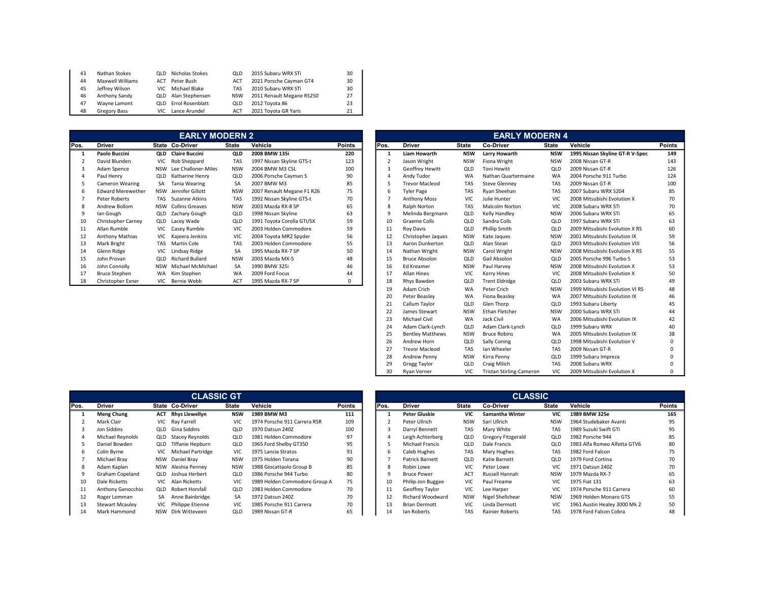| Pos. | Driver | State | Co-Driver | State | Vehicle | Points |
|---|---|---|---|---|---|---|
| 43 | Nathan Stokes | QLD | Nicholas Stokes | QLD | 2015 Subaru WRX STi | 30 |
| 44 | Maxwell Williams | ACT | Peter Bush | ACT | 2021 Porsche Cayman GT4 | 30 |
| 45 | Jeffrey Wilson | VIC | Michael Blake | TAS | 2010 Subaru WRX STi | 30 |
| 46 | Anthony Sandy | QLD | Alan Stephensen | NSW | 2011 Renault Megane RS250 | 27 |
| 47 | Wayne Lamont | QLD | Errol Rosenblatt | QLD | 2012 Toyota 86 | 23 |
| 48 | Gregory Bass | VIC | Lance Arundel | ACT | 2021 Toyota GR Yaris | 21 |

## EARLY MODERN 2

| Pos. | Driver | State | Co-Driver | State | Vehicle | Points |
|---|---|---|---|---|---|---|
| **1** | **Paolo Buccini** | **QLD** | **Claire Buccini** | **QLD** | **2008 BMW 135i** | **220** |
| 2 | David Blunden | VIC | Rob Sheppard | TAS | 1997 Nissan Skyline GTS-t | 123 |
| 3 | Adam Spence | NSW | Lee Challoner-Miles | NSW | 2004 BMW M3 CSL | 100 |
| 4 | Paul Henry | QLD | Katharine Henry | QLD | 2006 Porsche Cayman S | 90 |
| 5 | Cameron Wearing | SA | Tania Wearing | SA | 2007 BMW M3 | 85 |
| 6 | Edward Merewether | NSW | Jennifer Gillott | NSW | 2007 Renault Megane F1 R26 | 75 |
| 7 | Peter Roberts | TAS | Suzanne Atkins | TAS | 1992 Nissan Skyline GTS-t | 70 |
| 8 | Andrew Bollom | NSW | Collins Greaves | NSW | 2003 Mazda RX-8 SP | 65 |
| 9 | Ian Gough | QLD | Zachary Gough | QLD | 1998 Nissan Skyline | 63 |
| 10 | Christopher Carney | QLD | Lacey Wade | QLD | 1991 Toyota Corolla GTi/SX | 59 |
| 11 | Allan Rumble | VIC | Casey Rumble | VIC | 2003 Holden Commodore | 59 |
| 12 | Anthony Mathias | VIC | Kajeera Jenkins | VIC | 2004 Toyota MR2 Spyder | 56 |
| 13 | Mark Bright | TAS | Martin Cole | TAS | 2003 Holden Commodore | 55 |
| 14 | Glenn Ridge | VIC | Lindsay Ridge | SA | 1995 Mazda RX-7 SP | 50 |
| 15 | John Provan | QLD | Richard Bullard | NSW | 2003 Mazda MX-5 | 48 |
| 16 | John Connolly | NSW | Michael McMichael | SA | 1990 BMW 325i | 46 |
| 17 | Bruce Stephen | WA | Kim Stephen | WA | 2009 Ford Focus | 44 |
| 18 | Christopher Exner | VIC | Bernie Webb | ACT | 1995 Mazda RX-7 SP | 0 |

## EARLY MODERN 4

| Pos. | Driver | State | Co-Driver | State | Vehicle | Points |
|---|---|---|---|---|---|---|
| **1** | **Liam Howarth** | **NSW** | **Larry Howarth** | **NSW** | **1995 Nissan Skyline GT-R V-Spec** | **149** |
| 2 | Jason Wright | NSW | Fiona Wright | NSW | 2008 Nissan GT-R | 143 |
| 3 | Geoffrey Hewitt | QLD | Toni Hewitt | QLD | 2009 Nissan GT-R | 126 |
| 4 | Andy Tudor | WA | Nathan Quartermaine | WA | 2004 Porsche 911 Turbo | 124 |
| 5 | Trevor Macleod | TAS | Steve Glenney | TAS | 2009 Nissan GT-R | 100 |
| 6 | Tyler Page | TAS | Ryan Sheehan | TAS | 2007 Subaru WRX S204 | 85 |
| 7 | Anthony Moss | VIC | Julie Hunter | VIC | 2008 Mitsubishi Evolution X | 70 |
| 8 | Ralph Norton | TAS | Malcolm Norton | VIC | 2008 Subaru WRX STi | 70 |
| 9 | Melinda Bergmann | QLD | Kelly Handley | NSW | 2006 Subaru WRX STi | 65 |
| 10 | Graeme Colls | QLD | Sandra Colls | QLD | 1997 Subaru WRX STi | 63 |
| 11 | Roy Davis | QLD | Phillip Smith | QLD | 2009 Mitsubishi Evolution X RS | 60 |
| 12 | Christopher Jaques | NSW | Kate Jaques | NSW | 2001 Mitsubishi Evolution IX | 59 |
| 13 | Aaron Dunkerton | QLD | Alan Stean | QLD | 2003 Mitsubishi Evolution VIII | 56 |
| 14 | Nathan Wright | NSW | Carol Wright | NSW | 2008 Mitsubishi Evolution X RS | 55 |
| 15 | Bruce Absolon | QLD | Gail Absolon | QLD | 2005 Porsche 996 Turbo S | 53 |
| 16 | Ed Kreamer | NSW | Paul Harvey | NSW | 2008 Mitsubishi Evolution X | 53 |
| 17 | Allan Hines | VIC | Kerry Hines | VIC | 2008 Mitsubishi Evolution X | 50 |
| 18 | Rhys Bawden | QLD | Trent Eldridge | QLD | 2003 Subaru WRX STi | 49 |
| 19 | Adam Crich | WA | Peter Crich | NSW | 1999 Mitsubishi Evolution VI RS | 48 |
| 20 | Peter Beasley | WA | Fiona Beasley | WA | 2007 Mitsubishi Evolution IX | 46 |
| 21 | Callum Taylor | QLD | Glen Thorp | QLD | 1993 Subaru Liberty | 45 |
| 22 | James Stewart | NSW | Ethan Fletcher | NSW | 2000 Subaru WRX STi | 44 |
| 23 | Michael Civil | WA | Jack Civil | WA | 2006 Mitsubishi Evolution IX | 42 |
| 24 | Adam Clark-Lynch | QLD | Adam Clark-Lynch | QLD | 1999 Subaru WRX | 40 |
| 25 | Bentley Matthews | NSW | Bruce Robins | WA | 2005 Mitsubishi Evolution IX | 38 |
| 26 | Andrew Horn | QLD | Sally Coning | QLD | 1998 Mitsubishi Evolution V | 0 |
| 27 | Trevor Macleod | TAS | Ian Wheeler | TAS | 2009 Nissan GT-R | 0 |
| 28 | Andrew Penny | NSW | Kirra Penny | QLD | 1999 Subaru Impreza | 0 |
| 29 | Gregg Taylor | QLD | Craig Milich | TAS | 2008 Subaru WRX | 0 |
| 30 | Ryan Verner | VIC | Tristan Stirling-Cameron | VIC | 2009 Mitsubishi Evolution X | 0 |

## CLASSIC GT

| Pos. | Driver | State | Co-Driver | State | Vehicle | Points |
|---|---|---|---|---|---|---|
| **1** | **Meng Chung** | **ACT** | **Rhys Llewellyn** | **NSW** | **1989 BMW M3** | **111** |
| 2 | Mark Clair | VIC | Ray Farrell | VIC | 1974 Porsche 911 Carrera RSR | 109 |
| 3 | Jon Siddins | QLD | Gina Siddins | QLD | 1970 Datsun 240Z | 100 |
| 4 | Michael Reynolds | QLD | Stacey Reynolds | QLD | 1981 Holden Commodore | 97 |
| 5 | Daniel Bowden | QLD | Tiffanie Hepburn | QLD | 1965 Ford Shelby GT350 | 95 |
| 6 | Colin Byrne | VIC | Michael Partridge | VIC | 1975 Lancia Stratos | 91 |
| 7 | Michael Bray | NSW | Daniel Bray | NSW | 1975 Holden Torana | 90 |
| 8 | Adam Kaplan | NSW | Aleshia Penney | NSW | 1988 Giocattaolo Group B | 85 |
| 9 | Graham Copeland | QLD | Joshua Herbert | QLD | 1986 Porsche 944 Turbo | 80 |
| 10 | Dale Ricketts | VIC | Alan Ricketts | VIC | 1989 Holden Commodore Group A | 75 |
| 11 | Anthony Genocchio | QLD | Robert Horsfall | QLD | 1983 Holden Commodore | 70 |
| 12 | Roger Lomman | SA | Anne Bainbridge | SA | 1972 Datsun 240Z | 70 |
| 13 | Stewart Mcauley | VIC | Philippe Etienne | VIC | 1985 Porsche 911 Carrera | 70 |
| 14 | Mark Hammond | NSW | Dirk Witteveen | QLD | 1989 Nissan GT-R | 65 |

## CLASSIC

| Pos. | Driver | State | Co-Driver | State | Vehicle | Points |
|---|---|---|---|---|---|---|
| **1** | **Peter Gluskie** | **VIC** | **Samantha Winter** | **VIC** | **1989 BMW 325e** | **165** |
| 2 | Peter Ullrich | NSW | Sari Ullrich | NSW | 1964 Studebaker Avanti | 95 |
| 3 | Darryl Bennett | TAS | Mary White | TAS | 1989 Suzuki Swift GTI | 95 |
| 4 | Leigh Achterberg | QLD | Gregory Fitzgerald | QLD | 1982 Porsche 944 | 85 |
| 5 | Michael Francis | QLD | Dale Francis | QLD | 1983 Alfa Romeo Alfetta GTV6 | 80 |
| 6 | Caleb Hughes | TAS | Mary Hughes | TAS | 1982 Ford Falcon | 75 |
| 7 | Patrick Barnett | QLD | Katie Barnett | QLD | 1979 Ford Cortina | 70 |
| 8 | Robin Lowe | VIC | Peter Lowe | VIC | 1971 Datsun 240Z | 70 |
| 9 | Bruce Power | ACT | Russell Hannah | NSW | 1979 Mazda RX-7 | 65 |
| 10 | Philip-Jon Buggee | VIC | Paul Freame | VIC | 1975 Fiat 131 | 63 |
| 11 | Geoffrey Taylor | VIC | Lee Harper | VIC | 1974 Porsche 911 Carrera | 60 |
| 12 | Richard Woodward | NSW | Nigel Shellshear | NSW | 1969 Holden Monaro GTS | 55 |
| 13 | Brian Dermott | VIC | Linda Dermott | VIC | 1961 Austin Healey 3000 Mk 2 | 50 |
| 14 | Ian Roberts | TAS | Rainier Roberts | TAS | 1978 Ford Falcon Cobra | 48 |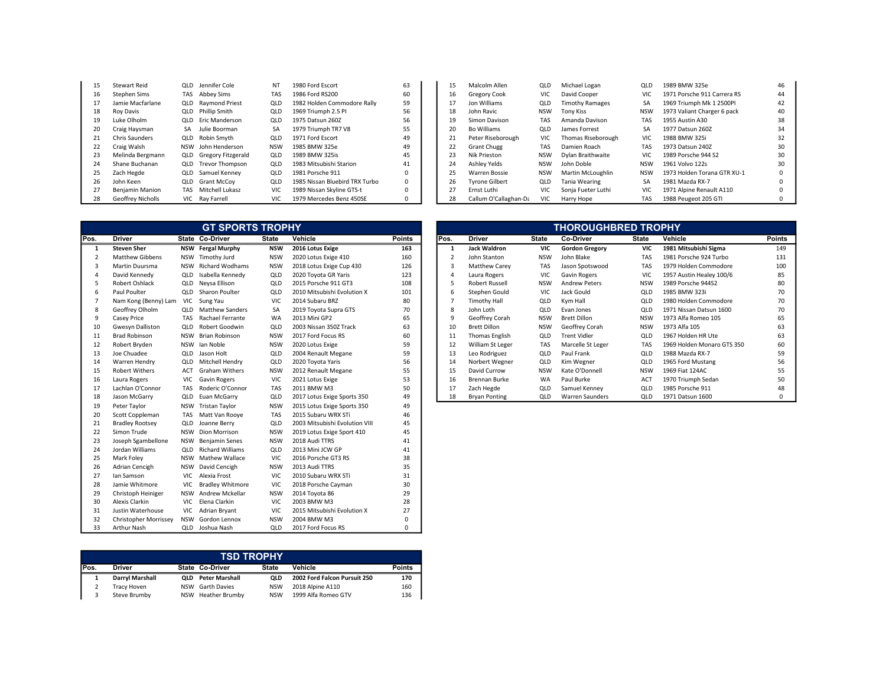| Pos. | Driver | State | Co-Driver | State | Vehicle | Points |
|---|---|---|---|---|---|---|
| 15 | Stewart Reid | QLD | Jennifer Cole | NT | 1980 Ford Escort | 63 |
| 16 | Stephen Sims | TAS | Abbey Sims | TAS | 1986 Ford RS200 | 60 |
| 17 | Jamie Macfarlane | QLD | Raymond Priest | QLD | 1982 Holden Commodore Rally | 59 |
| 18 | Roy Davis | QLD | Phillip Smith | QLD | 1969 Triumph 2.5 PI | 56 |
| 19 | Luke Olholm | QLD | Eric Manderson | QLD | 1975 Datsun 260Z | 56 |
| 20 | Craig Haysman | SA | Julie Boorman | SA | 1979 Triumph TR7 V8 | 55 |
| 21 | Chris Saunders | QLD | Robin Smyth | QLD | 1971 Ford Escort | 49 |
| 22 | Craig Walsh | NSW | John Henderson | NSW | 1985 BMW 325e | 49 |
| 23 | Melinda Bergmann | QLD | Gregory Fitzgerald | QLD | 1989 BMW 325is | 45 |
| 24 | Shane Buchanan | QLD | Trevor Thompson | QLD | 1983 Mitsubishi Starion | 41 |
| 25 | Zach Hegde | QLD | Samuel Kenney | QLD | 1981 Porsche 911 | 0 |
| 26 | John Keen | QLD | Grant McCoy | QLD | 1985 Nissan Bluebird TRX Turbo | 0 |
| 27 | Benjamin Manion | TAS | Mitchell Lukasz | VIC | 1989 Nissan Skyline GTS-t | 0 |
| 28 | Geoffrey Nicholls | VIC | Ray Farrell | VIC | 1979 Mercedes Benz 450SE | 0 |

| Pos. | Driver | State | Co-Driver | State | Vehicle | Points |
|---|---|---|---|---|---|---|
| 15 | Malcolm Allen | QLD | Michael Logan | QLD | 1989 BMW 325e | 46 |
| 16 | Gregory Cook | VIC | David Cooper | VIC | 1971 Porsche 911 Carrera RS | 44 |
| 17 | Jon Williams | QLD | Timothy Ramages | SA | 1969 Triumph Mk 1 2500PI | 42 |
| 18 | John Ravic | NSW | Tony Kiss | NSW | 1973 Valiant Charger 6 pack | 40 |
| 19 | Simon Davison | TAS | Amanda Davison | TAS | 1955 Austin A30 | 38 |
| 20 | Bo Williams | QLD | James Forrest | SA | 1977 Datsun 260Z | 34 |
| 21 | Peter Riseborough | VIC | Thomas Riseborough | VIC | 1988 BMW 325i | 32 |
| 22 | Grant Chugg | TAS | Damien Roach | TAS | 1973 Datsun 240Z | 30 |
| 23 | Nik Prieston | NSW | Dylan Braithwaite | VIC | 1989 Porsche 944 S2 | 30 |
| 24 | Ashley Yelds | NSW | John Doble | NSW | 1961 Volvo 122s | 30 |
| 25 | Warren Bossie | NSW | Martin McLoughlin | NSW | 1973 Holden Torana GTR XU-1 | 0 |
| 26 | Tyrone Gilbert | QLD | Tania Wearing | SA | 1981 Mazda RX-7 | 0 |
| 27 | Ernst Luthi | VIC | Sonja Fueter Luthi | VIC | 1971 Alpine Renault A110 | 0 |
| 28 | Callum O'Callaghan-Da | VIC | Harry Hope | TAS | 1988 Peugeot 205 GTI | 0 |

## GT SPORTS TROPHY

| Pos. | Driver | State | Co-Driver | State | Vehicle | Points |
|---|---|---|---|---|---|---|
| **1** | **Steven Sher** | **NSW** | **Fergal Murphy** | **NSW** | **2016 Lotus Exige** | **163** |
| 2 | Matthew Gibbens | NSW | Timothy Jurd | NSW | 2020 Lotus Exige 410 | 160 |
| 3 | Martin Duursma | NSW | Richard Wodhams | NSW | 2018 Lotus Exige Cup 430 | 126 |
| 4 | David Kennedy | QLD | Isabella Kennedy | QLD | 2020 Toyota GR Yaris | 123 |
| 5 | Robert Oshlack | QLD | Neysa Ellison | QLD | 2015 Porsche 911 GT3 | 108 |
| 6 | Paul Poulter | QLD | Sharon Poulter | QLD | 2010 Mitsubishi Evolution X | 101 |
| 7 | Nam Kong (Benny) Lam | VIC | Sung Yau | VIC | 2014 Subaru BRZ | 80 |
| 8 | Geoffrey Olholm | QLD | Matthew Sanders | SA | 2019 Toyota Supra GTS | 70 |
| 9 | Casey Price | TAS | Rachael Ferrante | WA | 2013 Mini GP2 | 65 |
| 10 | Gwesyn Dalliston | QLD | Robert Goodwin | QLD | 2003 Nissan 350Z Track | 63 |
| 11 | Brad Robinson | NSW | Brian Robinson | NSW | 2017 Ford Focus RS | 60 |
| 12 | Robert Bryden | NSW | Ian Noble | NSW | 2020 Lotus Exige | 59 |
| 13 | Joe Chuadee | QLD | Jason Holt | QLD | 2004 Renault Megane | 59 |
| 14 | Warren Hendry | QLD | Mitchell Hendry | QLD | 2020 Toyota Yaris | 56 |
| 15 | Robert Withers | ACT | Graham Withers | NSW | 2012 Renault Megane | 55 |
| 16 | Laura Rogers | VIC | Gavin Rogers | VIC | 2021 Lotus Exige | 53 |
| 17 | Lachlan O'Connor | TAS | Roderic O'Connor | TAS | 2011 BMW M3 | 50 |
| 18 | Jason McGarry | QLD | Euan McGarry | QLD | 2017 Lotus Exige Sports 350 | 49 |
| 19 | Peter Taylor | NSW | Tristan Taylor | NSW | 2015 Lotus Exige Sports 350 | 49 |
| 20 | Scott Coppleman | TAS | Matt Van Rooye | TAS | 2015 Subaru WRX STi | 46 |
| 21 | Bradley Rootsey | QLD | Joanne Berry | QLD | 2003 Mitsubishi Evolution VIII | 45 |
| 22 | Simon Trude | NSW | Dion Morrison | NSW | 2019 Lotus Exige Sport 410 | 45 |
| 23 | Joseph Sgambellone | NSW | Benjamin Senes | NSW | 2018 Audi TTRS | 41 |
| 24 | Jordan Williams | QLD | Richard Williams | QLD | 2013 Mini JCW GP | 41 |
| 25 | Mark Foley | NSW | Mathew Wallace | VIC | 2016 Porsche GT3 RS | 38 |
| 26 | Adrian Cencigh | NSW | David Cencigh | NSW | 2013 Audi TTRS | 35 |
| 27 | Ian Samson | VIC | Alexia Frost | VIC | 2010 Subaru WRX STi | 31 |
| 28 | Jamie Whitmore | VIC | Bradley Whitmore | VIC | 2018 Porsche Cayman | 30 |
| 29 | Christoph Heiniger | NSW | Andrew Mckellar | NSW | 2014 Toyota 86 | 29 |
| 30 | Alexis Clarkin | VIC | Elena Clarkin | VIC | 2003 BMW M3 | 28 |
| 31 | Justin Waterhouse | VIC | Adrian Bryant | VIC | 2015 Mitsubishi Evolution X | 27 |
| 32 | Christopher Morrissey | NSW | Gordon Lennox | NSW | 2004 BMW M3 | 0 |
| 33 | Arthur Nash | QLD | Joshua Nash | QLD | 2017 Ford Focus RS | 0 |

## THOROUGHBRED TROPHY

| Pos. | Driver | State | Co-Driver | State | Vehicle | Points |
|---|---|---|---|---|---|---|
| **1** | **Jack Waldron** | **VIC** | **Gordon Gregory** | **VIC** | **1981 Mitsubishi Sigma** | 149 |
| 2 | John Stanton | NSW | John Blake | TAS | 1981 Porsche 924 Turbo | 131 |
| 3 | Matthew Carey | TAS | Jason Spotswood | TAS | 1979 Holden Commodore | 100 |
| 4 | Laura Rogers | VIC | Gavin Rogers | VIC | 1957 Austin Healey 100/6 | 85 |
| 5 | Robert Russell | NSW | Andrew Peters | NSW | 1989 Porsche 944S2 | 80 |
| 6 | Stephen Gould | VIC | Jack Gould | QLD | 1985 BMW 323i | 70 |
| 7 | Timothy Hall | QLD | Kym Hall | QLD | 1980 Holden Commodore | 70 |
| 8 | John Loth | QLD | Evan Jones | QLD | 1971 Nissan Datsun 1600 | 70 |
| 9 | Geoffrey Corah | NSW | Brett Dillon | NSW | 1973 Alfa Romeo 105 | 65 |
| 10 | Brett Dillon | NSW | Geoffrey Corah | NSW | 1973 Alfa 105 | 63 |
| 11 | Thomas English | QLD | Trent Vidler | QLD | 1967 Holden HR Ute | 63 |
| 12 | William St Leger | TAS | Marcelle St Leger | TAS | 1969 Holden Monaro GTS 350 | 60 |
| 13 | Leo Rodriguez | QLD | Paul Frank | QLD | 1988 Mazda RX-7 | 59 |
| 14 | Norbert Wegner | QLD | Kim Wegner | QLD | 1965 Ford Mustang | 56 |
| 15 | David Currow | NSW | Kate O'Donnell | NSW | 1969 Fiat 124AC | 55 |
| 16 | Brennan Burke | WA | Paul Burke | ACT | 1970 Triumph Sedan | 50 |
| 17 | Zach Hegde | QLD | Samuel Kenney | QLD | 1985 Porsche 911 | 48 |
| 18 | Bryan Ponting | QLD | Warren Saunders | QLD | 1971 Datsun 1600 | 0 |

## TSD TROPHY

| Pos. | Driver | State | Co-Driver | State | Vehicle | Points |
|---|---|---|---|---|---|---|
| **1** | **Darryl Marshall** | **QLD** | **Peter Marshall** | **QLD** | **2002 Ford Falcon Pursuit 250** | **170** |
| 2 | Tracy Hoven | NSW | Garth Davies | NSW | 2018 Alpine A110 | 160 |
| 3 | Steve Brumby | NSW | Heather Brumby | NSW | 1999 Alfa Romeo GTV | 136 |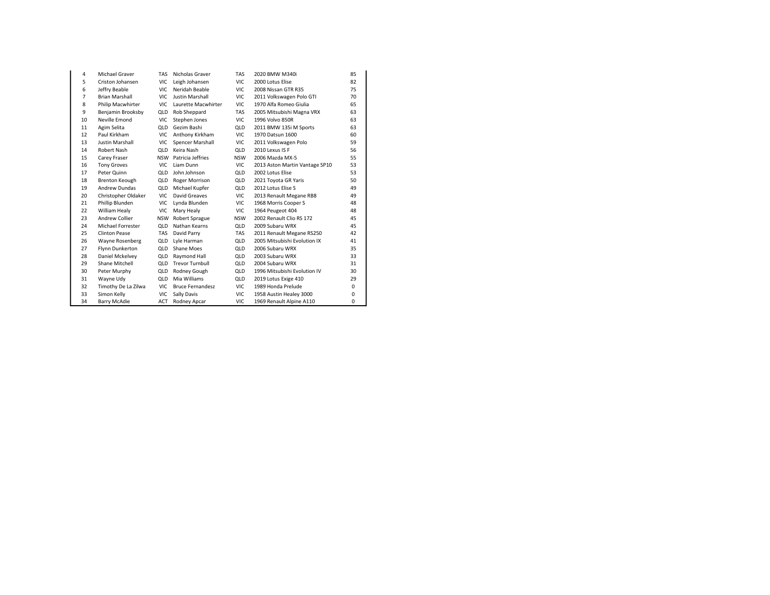| | | | | | | |
|---|---|---|---|---|---|---|
| 4 | Michael Graver | TAS | Nicholas Graver | TAS | 2020 BMW M340i | 85 |
| 5 | Criston Johansen | VIC | Leigh Johansen | VIC | 2000 Lotus Elise | 82 |
| 6 | Jeffry Beable | VIC | Neridah Beable | VIC | 2008 Nissan GTR R35 | 75 |
| 7 | Brian Marshall | VIC | Justin Marshall | VIC | 2011 Volkswagen Polo GTI | 70 |
| 8 | Philip Macwhirter | VIC | Laurette Macwhirter | VIC | 1970 Alfa Romeo Giulia | 65 |
| 9 | Benjamin Brooksby | QLD | Rob Sheppard | TAS | 2005 Mitsubishi Magna VRX | 63 |
| 10 | Neville Emond | VIC | Stephen Jones | VIC | 1996 Volvo 850R | 63 |
| 11 | Agim Selita | QLD | Gezim Bashi | QLD | 2011 BMW 135i M Sports | 63 |
| 12 | Paul Kirkham | VIC | Anthony Kirkham | VIC | 1970 Datsun 1600 | 60 |
| 13 | Justin Marshall | VIC | Spencer Marshall | VIC | 2011 Volkswagen Polo | 59 |
| 14 | Robert Nash | QLD | Keira Nash | QLD | 2010 Lexus IS F | 56 |
| 15 | Carey Fraser | NSW | Patricia Jeffries | NSW | 2006 Mazda MX-5 | 55 |
| 16 | Tony Groves | VIC | Liam Dunn | VIC | 2013 Aston Martin Vantage SP10 | 53 |
| 17 | Peter Quinn | QLD | John Johnson | QLD | 2002 Lotus Elise | 53 |
| 18 | Brenton Keough | QLD | Roger Morrison | QLD | 2021 Toyota GR Yaris | 50 |
| 19 | Andrew Dundas | QLD | Michael Kupfer | QLD | 2012 Lotus Elise S | 49 |
| 20 | Christopher Oldaker | VIC | David Greaves | VIC | 2013 Renault Megane RB8 | 49 |
| 21 | Phillip Blunden | VIC | Lynda Blunden | VIC | 1968 Morris Cooper S | 48 |
| 22 | William Healy | VIC | Mary Healy | VIC | 1964 Peugeot 404 | 48 |
| 23 | Andrew Collier | NSW | Robert Sprague | NSW | 2002 Renault Clio RS 172 | 45 |
| 24 | Michael Forrester | QLD | Nathan Kearns | QLD | 2009 Subaru WRX | 45 |
| 25 | Clinton Pease | TAS | David Parry | TAS | 2011 Renault Megane RS250 | 42 |
| 26 | Wayne Rosenberg | QLD | Lyle Harman | QLD | 2005 Mitsubishi Evolution IX | 41 |
| 27 | Flynn Dunkerton | QLD | Shane Moes | QLD | 2006 Subaru WRX | 35 |
| 28 | Daniel Mckelvey | QLD | Raymond Hall | QLD | 2003 Subaru WRX | 33 |
| 29 | Shane Mitchell | QLD | Trevor Turnbull | QLD | 2004 Subaru WRX | 31 |
| 30 | Peter Murphy | QLD | Rodney Gough | QLD | 1996 Mitsubishi Evolution IV | 30 |
| 31 | Wayne Udy | QLD | Mia Williams | QLD | 2019 Lotus Exige 410 | 29 |
| 32 | Timothy De La Zilwa | VIC | Bruce Fernandesz | VIC | 1989 Honda Prelude | 0 |
| 33 | Simon Kelly | VIC | Sally Davis | VIC | 1958 Austin Healey 3000 | 0 |
| 34 | Barry McAdie | ACT | Rodney Apcar | VIC | 1969 Renault Alpine A110 | 0 |